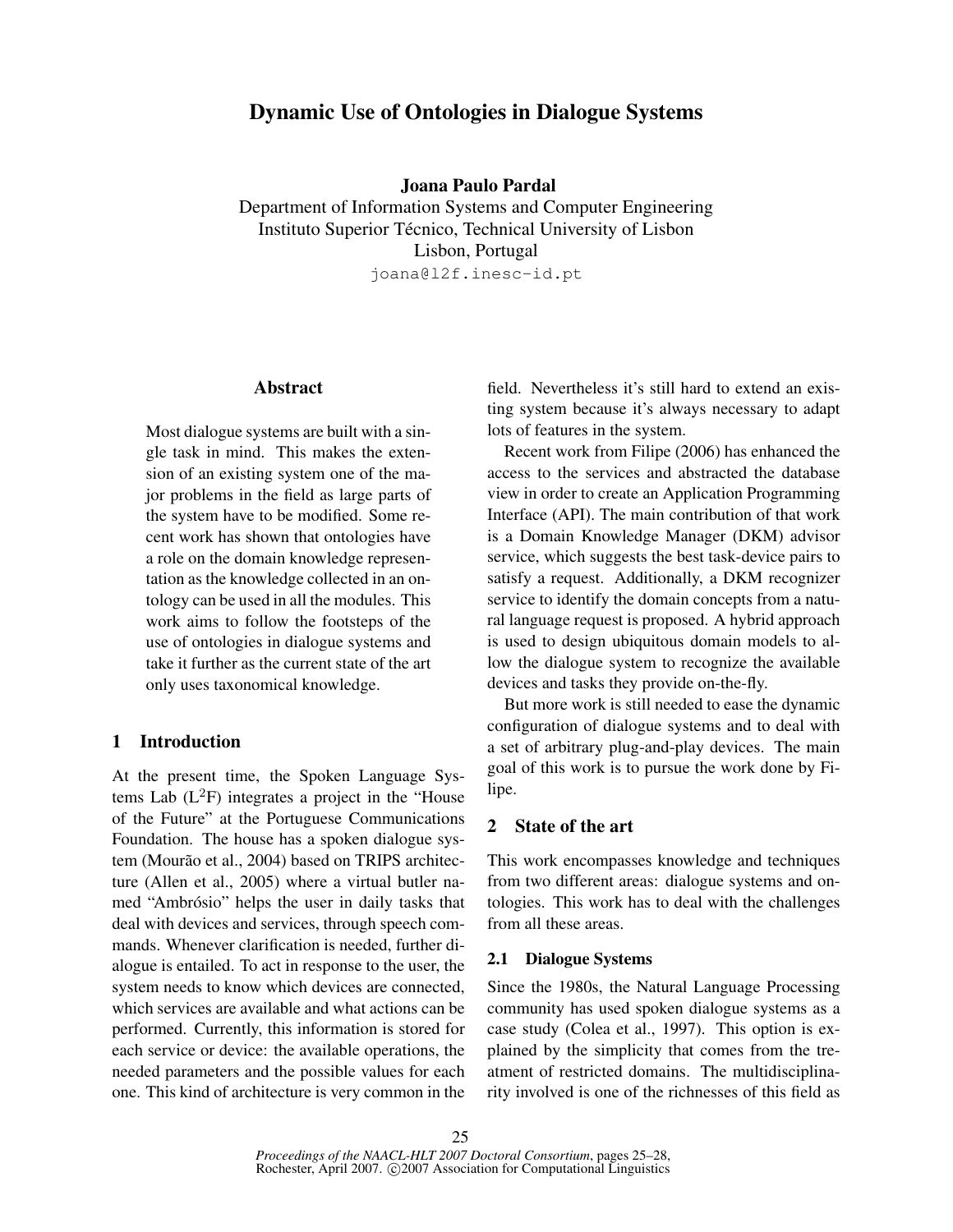# Dynamic Use of Ontologies in Dialogue Systems

**Joana Paulo Pardal**
Department of Information Systems and Computer Engineering
Instituto Superior Técnico, Technical University of Lisbon
Lisbon, Portugal
joana@l2f.inesc-id.pt

## Abstract

Most dialogue systems are built with a single task in mind. This makes the extension of an existing system one of the major problems in the field as large parts of the system have to be modified. Some recent work has shown that ontologies have a role on the domain knowledge representation as the knowledge collected in an ontology can be used in all the modules. This work aims to follow the footsteps of the use of ontologies in dialogue systems and take it further as the current state of the art only uses taxonomical knowledge.

## 1 Introduction

At the present time, the Spoken Language Systems Lab ($L^2F$) integrates a project in the "House of the Future" at the Portuguese Communications Foundation. The house has a spoken dialogue system (Mourão et al., 2004) based on TRIPS architecture (Allen et al., 2005) where a virtual butler named "Ambrósio" helps the user in daily tasks that deal with devices and services, through speech commands. Whenever clarification is needed, further dialogue is entailed. To act in response to the user, the system needs to know which devices are connected, which services are available and what actions can be performed. Currently, this information is stored for each service or device: the available operations, the needed parameters and the possible values for each one. This kind of architecture is very common in the field. Nevertheless it's still hard to extend an existing system because it's always necessary to adapt lots of features in the system.

Recent work from Filipe (2006) has enhanced the access to the services and abstracted the database view in order to create an Application Programming Interface (API). The main contribution of that work is a Domain Knowledge Manager (DKM) advisor service, which suggests the best task-device pairs to satisfy a request. Additionally, a DKM recognizer service to identify the domain concepts from a natural language request is proposed. A hybrid approach is used to design ubiquitous domain models to allow the dialogue system to recognize the available devices and tasks they provide on-the-fly.

But more work is still needed to ease the dynamic configuration of dialogue systems and to deal with a set of arbitrary plug-and-play devices. The main goal of this work is to pursue the work done by Filipe.

## 2 State of the art

This work encompasses knowledge and techniques from two different areas: dialogue systems and ontologies. This work has to deal with the challenges from all these areas.

### 2.1 Dialogue Systems

Since the 1980s, the Natural Language Processing community has used spoken dialogue systems as a case study (Colea et al., 1997). This option is explained by the simplicity that comes from the treatment of restricted domains. The multidisciplinarity involved is one of the richnesses of this field as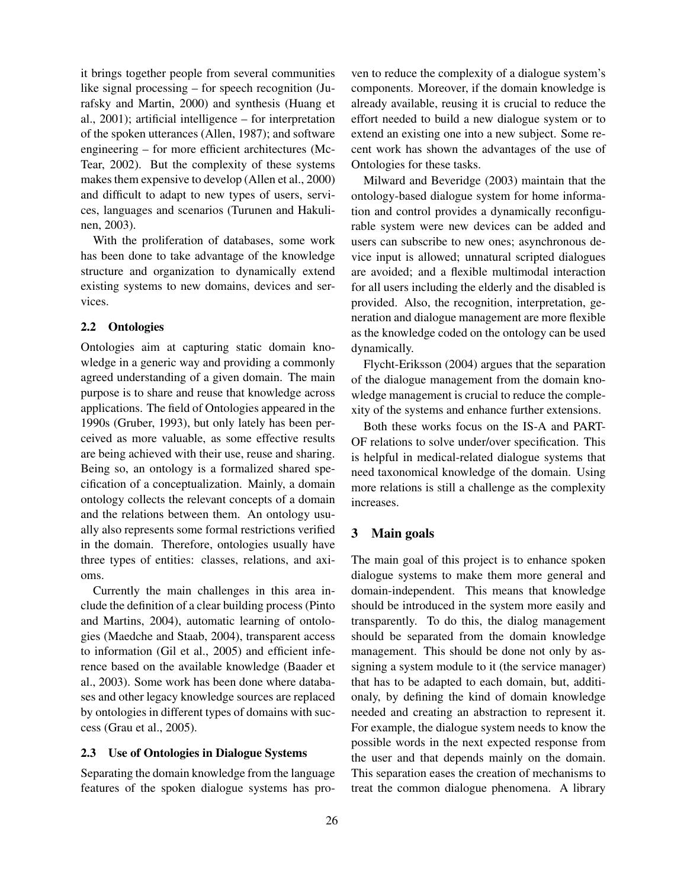it brings together people from several communities like signal processing – for speech recognition (Jurafsky and Martin, 2000) and synthesis (Huang et al., 2001); artificial intelligence – for interpretation of the spoken utterances (Allen, 1987); and software engineering – for more efficient architectures (McTear, 2002). But the complexity of these systems makes them expensive to develop (Allen et al., 2000) and difficult to adapt to new types of users, services, languages and scenarios (Turunen and Hakulinen, 2003).

With the proliferation of databases, some work has been done to take advantage of the knowledge structure and organization to dynamically extend existing systems to new domains, devices and services.

### 2.2 Ontologies

Ontologies aim at capturing static domain knowledge in a generic way and providing a commonly agreed understanding of a given domain. The main purpose is to share and reuse that knowledge across applications. The field of Ontologies appeared in the 1990s (Gruber, 1993), but only lately has been perceived as more valuable, as some effective results are being achieved with their use, reuse and sharing. Being so, an ontology is a formalized shared specification of a conceptualization. Mainly, a domain ontology collects the relevant concepts of a domain and the relations between them. An ontology usually also represents some formal restrictions verified in the domain. Therefore, ontologies usually have three types of entities: classes, relations, and axioms.

Currently the main challenges in this area include the definition of a clear building process (Pinto and Martins, 2004), automatic learning of ontologies (Maedche and Staab, 2004), transparent access to information (Gil et al., 2005) and efficient inference based on the available knowledge (Baader et al., 2003). Some work has been done where databases and other legacy knowledge sources are replaced by ontologies in different types of domains with success (Grau et al., 2005).

### 2.3 Use of Ontologies in Dialogue Systems

Separating the domain knowledge from the language features of the spoken dialogue systems has proven to reduce the complexity of a dialogue system's components. Moreover, if the domain knowledge is already available, reusing it is crucial to reduce the effort needed to build a new dialogue system or to extend an existing one into a new subject. Some recent work has shown the advantages of the use of Ontologies for these tasks.

Milward and Beveridge (2003) maintain that the ontology-based dialogue system for home information and control provides a dynamically reconfigurable system were new devices can be added and users can subscribe to new ones; asynchronous device input is allowed; unnatural scripted dialogues are avoided; and a flexible multimodal interaction for all users including the elderly and the disabled is provided. Also, the recognition, interpretation, generation and dialogue management are more flexible as the knowledge coded on the ontology can be used dynamically.

Flycht-Eriksson (2004) argues that the separation of the dialogue management from the domain knowledge management is crucial to reduce the complexity of the systems and enhance further extensions.

Both these works focus on the IS-A and PART-OF relations to solve under/over specification. This is helpful in medical-related dialogue systems that need taxonomical knowledge of the domain. Using more relations is still a challenge as the complexity increases.

## 3 Main goals

The main goal of this project is to enhance spoken dialogue systems to make them more general and domain-independent. This means that knowledge should be introduced in the system more easily and transparently. To do this, the dialog management should be separated from the domain knowledge management. This should be done not only by assigning a system module to it (the service manager) that has to be adapted to each domain, but, additionaly, by defining the kind of domain knowledge needed and creating an abstraction to represent it. For example, the dialogue system needs to know the possible words in the next expected response from the user and that depends mainly on the domain. This separation eases the creation of mechanisms to treat the common dialogue phenomena. A library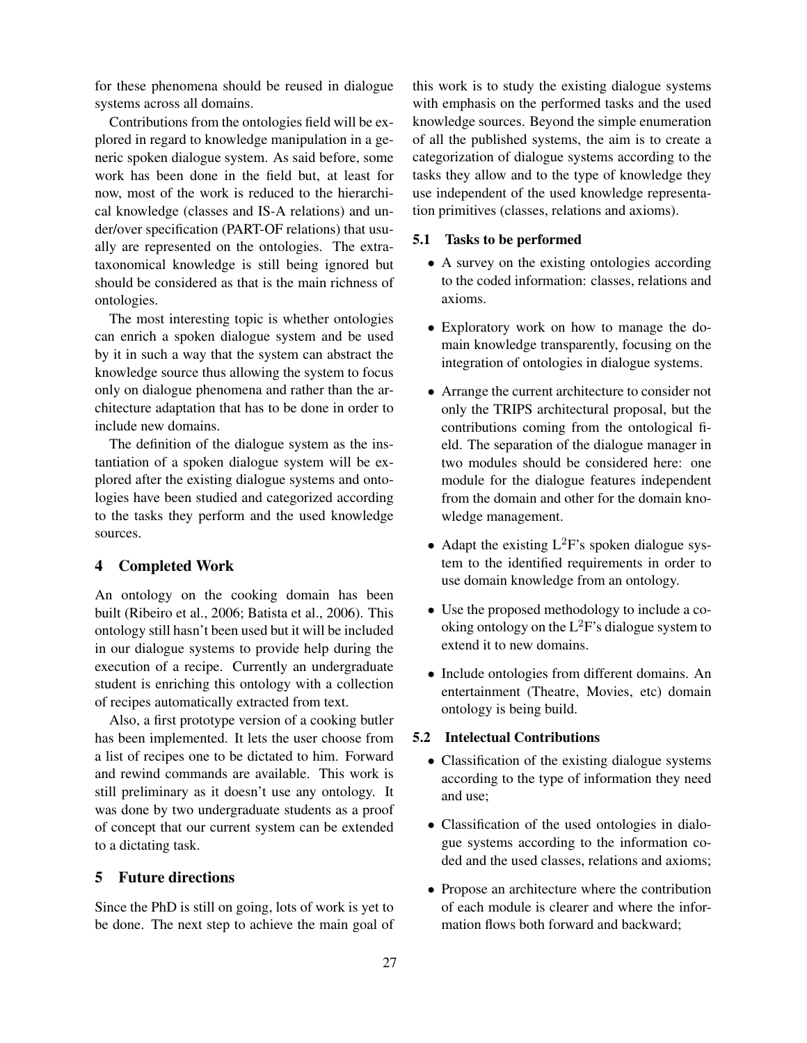for these phenomena should be reused in dialogue systems across all domains.

Contributions from the ontologies field will be explored in regard to knowledge manipulation in a generic spoken dialogue system. As said before, some work has been done in the field but, at least for now, most of the work is reduced to the hierarchical knowledge (classes and IS-A relations) and under/over specification (PART-OF relations) that usually are represented on the ontologies. The extra-taxonomical knowledge is still being ignored but should be considered as that is the main richness of ontologies.

The most interesting topic is whether ontologies can enrich a spoken dialogue system and be used by it in such a way that the system can abstract the knowledge source thus allowing the system to focus only on dialogue phenomena and rather than the architecture adaptation that has to be done in order to include new domains.

The definition of the dialogue system as the instantiation of a spoken dialogue system will be explored after the existing dialogue systems and ontologies have been studied and categorized according to the tasks they perform and the used knowledge sources.

## 4 Completed Work

An ontology on the cooking domain has been built (Ribeiro et al., 2006; Batista et al., 2006). This ontology still hasn't been used but it will be included in our dialogue systems to provide help during the execution of a recipe. Currently an undergraduate student is enriching this ontology with a collection of recipes automatically extracted from text.

Also, a first prototype version of a cooking butler has been implemented. It lets the user choose from a list of recipes one to be dictated to him. Forward and rewind commands are available. This work is still preliminary as it doesn't use any ontology. It was done by two undergraduate students as a proof of concept that our current system can be extended to a dictating task.

## 5 Future directions

Since the PhD is still on going, lots of work is yet to be done. The next step to achieve the main goal of this work is to study the existing dialogue systems with emphasis on the performed tasks and the used knowledge sources. Beyond the simple enumeration of all the published systems, the aim is to create a categorization of dialogue systems according to the tasks they allow and to the type of knowledge they use independent of the used knowledge representation primitives (classes, relations and axioms).

### 5.1 Tasks to be performed

- A survey on the existing ontologies according to the coded information: classes, relations and axioms.
- Exploratory work on how to manage the domain knowledge transparently, focusing on the integration of ontologies in dialogue systems.
- Arrange the current architecture to consider not only the TRIPS architectural proposal, but the contributions coming from the ontological field. The separation of the dialogue manager in two modules should be considered here: one module for the dialogue features independent from the domain and other for the domain knowledge management.
- Adapt the existing L$^2$F's spoken dialogue system to the identified requirements in order to use domain knowledge from an ontology.
- Use the proposed methodology to include a cooking ontology on the L$^2$F's dialogue system to extend it to new domains.
- Include ontologies from different domains. An entertainment (Theatre, Movies, etc) domain ontology is being build.

### 5.2 Intelectual Contributions

- Classification of the existing dialogue systems according to the type of information they need and use;
- Classification of the used ontologies in dialogue systems according to the information coded and the used classes, relations and axioms;
- Propose an architecture where the contribution of each module is clearer and where the information flows both forward and backward;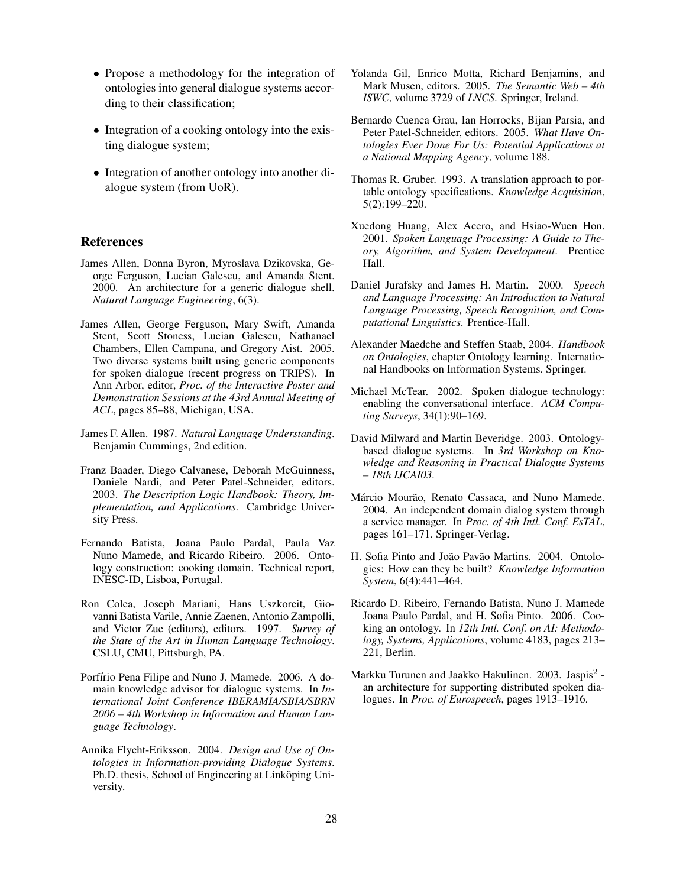- Propose a methodology for the integration of ontologies into general dialogue systems according to their classification;
- Integration of a cooking ontology into the existing dialogue system;
- Integration of another ontology into another dialogue system (from UoR).

## References

James Allen, Donna Byron, Myroslava Dzikovska, George Ferguson, Lucian Galescu, and Amanda Stent. 2000. An architecture for a generic dialogue shell. *Natural Language Engineering*, 6(3).

James Allen, George Ferguson, Mary Swift, Amanda Stent, Scott Stoness, Lucian Galescu, Nathanael Chambers, Ellen Campana, and Gregory Aist. 2005. Two diverse systems built using generic components for spoken dialogue (recent progress on TRIPS). In Ann Arbor, editor, *Proc. of the Interactive Poster and Demonstration Sessions at the 43rd Annual Meeting of ACL*, pages 85–88, Michigan, USA.

James F. Allen. 1987. *Natural Language Understanding*. Benjamin Cummings, 2nd edition.

Franz Baader, Diego Calvanese, Deborah McGuinness, Daniele Nardi, and Peter Patel-Schneider, editors. 2003. *The Description Logic Handbook: Theory, Implementation, and Applications*. Cambridge University Press.

Fernando Batista, Joana Paulo Pardal, Paula Vaz Nuno Mamede, and Ricardo Ribeiro. 2006. Ontology construction: cooking domain. Technical report, INESC-ID, Lisboa, Portugal.

Ron Colea, Joseph Mariani, Hans Uszkoreit, Giovanni Batista Varile, Annie Zaenen, Antonio Zampolli, and Victor Zue (editors), editors. 1997. *Survey of the State of the Art in Human Language Technology*. CSLU, CMU, Pittsburgh, PA.

Porfírio Pena Filipe and Nuno J. Mamede. 2006. A domain knowledge advisor for dialogue systems. In *International Joint Conference IBERAMIA/SBIA/SBRN 2006 – 4th Workshop in Information and Human Language Technology*.

Annika Flycht-Eriksson. 2004. *Design and Use of Ontologies in Information-providing Dialogue Systems*. Ph.D. thesis, School of Engineering at Linköping University.

Yolanda Gil, Enrico Motta, Richard Benjamins, and Mark Musen, editors. 2005. *The Semantic Web – 4th ISWC*, volume 3729 of *LNCS*. Springer, Ireland.

Bernardo Cuenca Grau, Ian Horrocks, Bijan Parsia, and Peter Patel-Schneider, editors. 2005. *What Have Ontologies Ever Done For Us: Potential Applications at a National Mapping Agency*, volume 188.

Thomas R. Gruber. 1993. A translation approach to portable ontology specifications. *Knowledge Acquisition*, 5(2):199–220.

Xuedong Huang, Alex Acero, and Hsiao-Wuen Hon. 2001. *Spoken Language Processing: A Guide to Theory, Algorithm, and System Development*. Prentice Hall.

Daniel Jurafsky and James H. Martin. 2000. *Speech and Language Processing: An Introduction to Natural Language Processing, Speech Recognition, and Computational Linguistics*. Prentice-Hall.

Alexander Maedche and Steffen Staab, 2004. *Handbook on Ontologies*, chapter Ontology learning. International Handbooks on Information Systems. Springer.

Michael McTear. 2002. Spoken dialogue technology: enabling the conversational interface. *ACM Computing Surveys*, 34(1):90–169.

David Milward and Martin Beveridge. 2003. Ontology-based dialogue systems. In *3rd Workshop on Knowledge and Reasoning in Practical Dialogue Systems – 18th IJCAI03*.

Márcio Mourão, Renato Cassaca, and Nuno Mamede. 2004. An independent domain dialog system through a service manager. In *Proc. of 4th Intl. Conf. EsTAL*, pages 161–171. Springer-Verlag.

H. Sofia Pinto and João Pavão Martins. 2004. Ontologies: How can they be built? *Knowledge Information System*, 6(4):441–464.

Ricardo D. Ribeiro, Fernando Batista, Nuno J. Mamede Joana Paulo Pardal, and H. Sofia Pinto. 2006. Cooking an ontology. In *12th Intl. Conf. on AI: Methodology, Systems, Applications*, volume 4183, pages 213–221, Berlin.

Markku Turunen and Jaakko Hakulinen. 2003. Jaspis$^2$ - an architecture for supporting distributed spoken dialogues. In *Proc. of Eurospeech*, pages 1913–1916.